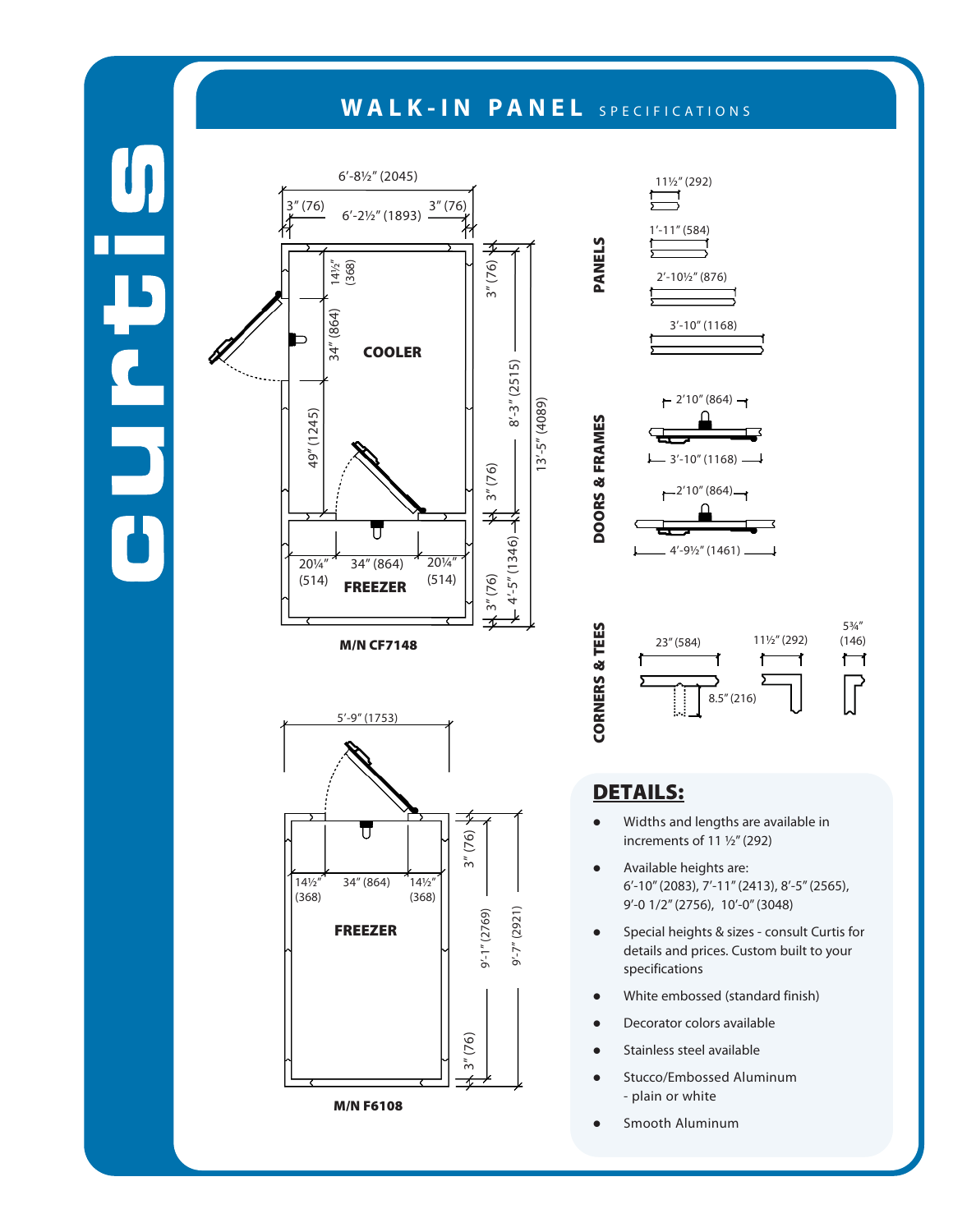# WALK-IN PANEL SPECIFICATIONS

curtis

6'-8½" (2045)

3" (76) 6'-2½" (1893) 3" (76)

14½" (368)

34" (864)

49" (1245)

COOLER

3" (76)

8'-3" (2515)

13'-5" (4089)

3" (76)

20¼" (514) 34" (864) 20¼" (514)

FREEZER

3" (76)

4'-5" (1346)

M/N CF7148

5'-9" (1753)

14½" (368) 34" (864) 14½" (368)

FREEZER

3" (76)

9'-1" (2769)

9'-7" (2921)

3" (76)

M/N F6108

## PANELS

11½" (292)

1'-11" (584)

2'-10½" (876)

3'-10" (1168)

## DOORS & FRAMES

2'10" (864)

3'-10" (1168)

2'10" (864)

4'-9½" (1461)

## CORNERS & TEES

23" (584)

8.5" (216)

11½" (292)

5¾" (146)

## DETAILS:

- Widths and lengths are available in increments of 11 ½" (292)
- Available heights are: 6'-10" (2083), 7'-11" (2413), 8'-5" (2565), 9'-0 1/2" (2756), 10'-0" (3048)
- Special heights & sizes - consult Curtis for details and prices. Custom built to your specifications
- White embossed (standard finish)
- Decorator colors available
- Stainless steel available
- Stucco/Embossed Aluminum - plain or white
- Smooth Aluminum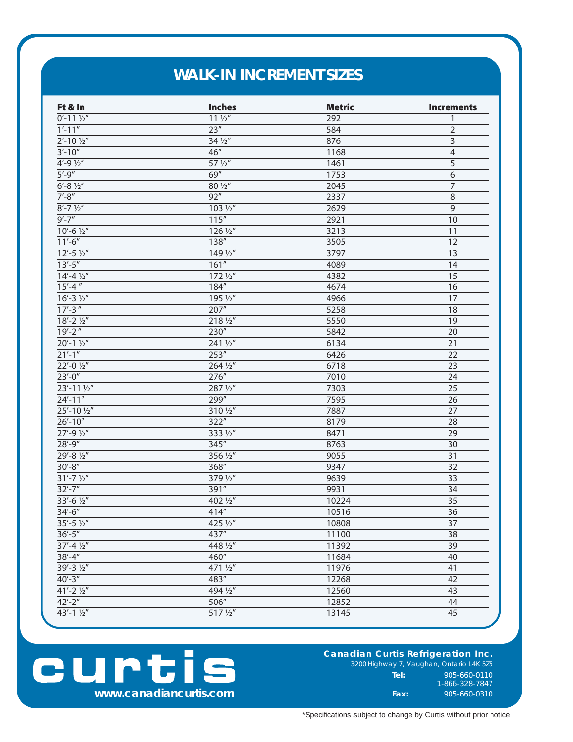# WALK-IN INCREMENT SIZES

| Ft & In | Inches | Metric | Increments |
|---|---|---|---|
| 0'-11 ½" | 11 ½" | 292 | 1 |
| 1'-11" | 23" | 584 | 2 |
| 2'-10 ½" | 34 ½" | 876 | 3 |
| 3'-10" | 46" | 1168 | 4 |
| 4'-9 ½" | 57 ½" | 1461 | 5 |
| 5'-9" | 69" | 1753 | 6 |
| 6'-8 ½" | 80 ½" | 2045 | 7 |
| 7'-8" | 92" | 2337 | 8 |
| 8'-7 ½" | 103 ½" | 2629 | 9 |
| 9'-7" | 115" | 2921 | 10 |
| 10'-6 ½" | 126 ½" | 3213 | 11 |
| 11'-6" | 138" | 3505 | 12 |
| 12'-5 ½" | 149 ½" | 3797 | 13 |
| 13'-5" | 161" | 4089 | 14 |
| 14'-4 ½" | 172 ½" | 4382 | 15 |
| 15'-4 " | 184" | 4674 | 16 |
| 16'-3 ½" | 195 ½" | 4966 | 17 |
| 17'-3 " | 207" | 5258 | 18 |
| 18'-2 ½" | 218 ½" | 5550 | 19 |
| 19'-2 " | 230" | 5842 | 20 |
| 20'-1 ½" | 241 ½" | 6134 | 21 |
| 21'-1" | 253" | 6426 | 22 |
| 22'-0 ½" | 264 ½" | 6718 | 23 |
| 23'-0" | 276" | 7010 | 24 |
| 23'-11 ½" | 287 ½" | 7303 | 25 |
| 24'-11" | 299" | 7595 | 26 |
| 25'-10 ½" | 310 ½" | 7887 | 27 |
| 26'-10" | 322" | 8179 | 28 |
| 27'-9 ½" | 333 ½" | 8471 | 29 |
| 28'-9" | 345" | 8763 | 30 |
| 29'-8 ½" | 356 ½" | 9055 | 31 |
| 30'-8" | 368" | 9347 | 32 |
| 31'-7 ½" | 379 ½" | 9639 | 33 |
| 32'-7" | 391" | 9931 | 34 |
| 33'-6 ½" | 402 ½" | 10224 | 35 |
| 34'-6" | 414" | 10516 | 36 |
| 35'-5 ½" | 425 ½" | 10808 | 37 |
| 36'-5" | 437" | 11100 | 38 |
| 37'-4 ½" | 448 ½" | 11392 | 39 |
| 38'-4" | 460" | 11684 | 40 |
| 39'-3 ½" | 471 ½" | 11976 | 41 |
| 40'-3" | 483" | 12268 | 42 |
| 41'-2 ½" | 494 ½" | 12560 | 43 |
| 42'-2" | 506" | 12852 | 44 |
| 43'-1 ½" | 517 ½" | 13145 | 45 |

curtis

www.canadiancurtis.com

**Canadian Curtis Refrigeration Inc.**
3200 Highway 7, Vaughan, Ontario L4K 5Z5
**Tel:** 905-660-0110
1-866-328-7847
**Fax:** 905-660-0310

*Specifications subject to change by Curtis without prior notice